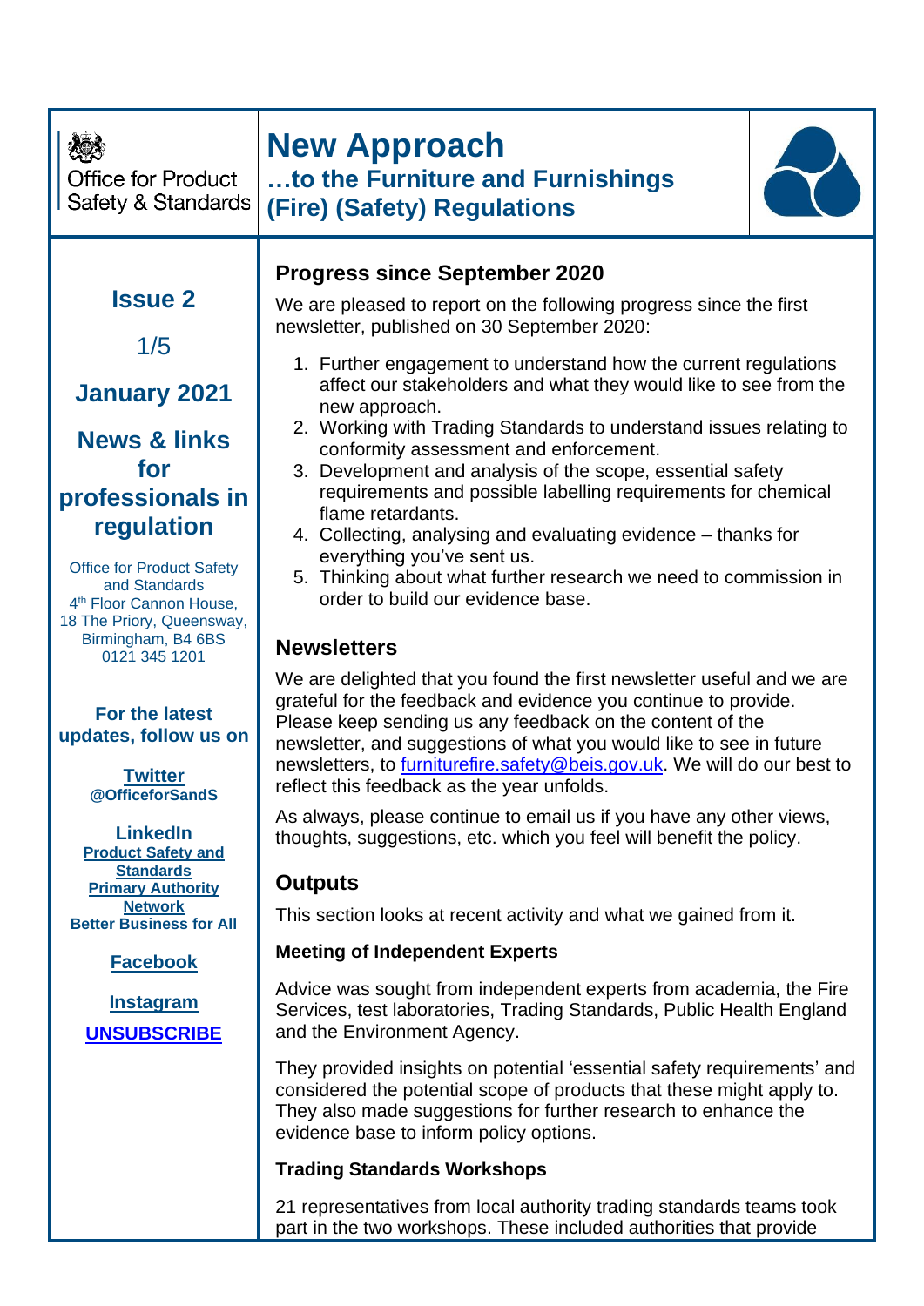Office for Product Safety & Standards

# New Approach

## …to the Furniture and Furnishings (Fire) (Safety) Regulations

**Issue 2**

1/5

**January 2021**

**News & links for professionals in regulation**

Office for Product Safety and Standards
4th Floor Cannon House,
18 The Priory, Queensway,
Birmingham, B4 6BS
0121 345 1201

**For the latest updates, follow us on**

**Twitter**
**@OfficeforSandS**

**LinkedIn**
**Product Safety and Standards**
**Primary Authority Network**
**Better Business for All**

**Facebook**

**Instagram**

**UNSUBSCRIBE**

## Progress since September 2020

We are pleased to report on the following progress since the first newsletter, published on 30 September 2020:

1. Further engagement to understand how the current regulations affect our stakeholders and what they would like to see from the new approach.
2. Working with Trading Standards to understand issues relating to conformity assessment and enforcement.
3. Development and analysis of the scope, essential safety requirements and possible labelling requirements for chemical flame retardants.
4. Collecting, analysing and evaluating evidence – thanks for everything you've sent us.
5. Thinking about what further research we need to commission in order to build our evidence base.

## Newsletters

We are delighted that you found the first newsletter useful and we are grateful for the feedback and evidence you continue to provide. Please keep sending us any feedback on the content of the newsletter, and suggestions of what you would like to see in future newsletters, to furniturefire.safety@beis.gov.uk. We will do our best to reflect this feedback as the year unfolds.

As always, please continue to email us if you have any other views, thoughts, suggestions, etc. which you feel will benefit the policy.

## Outputs

This section looks at recent activity and what we gained from it.

### Meeting of Independent Experts

Advice was sought from independent experts from academia, the Fire Services, test laboratories, Trading Standards, Public Health England and the Environment Agency.

They provided insights on potential 'essential safety requirements' and considered the potential scope of products that these might apply to. They also made suggestions for further research to enhance the evidence base to inform policy options.

### Trading Standards Workshops

21 representatives from local authority trading standards teams took part in the two workshops. These included authorities that provide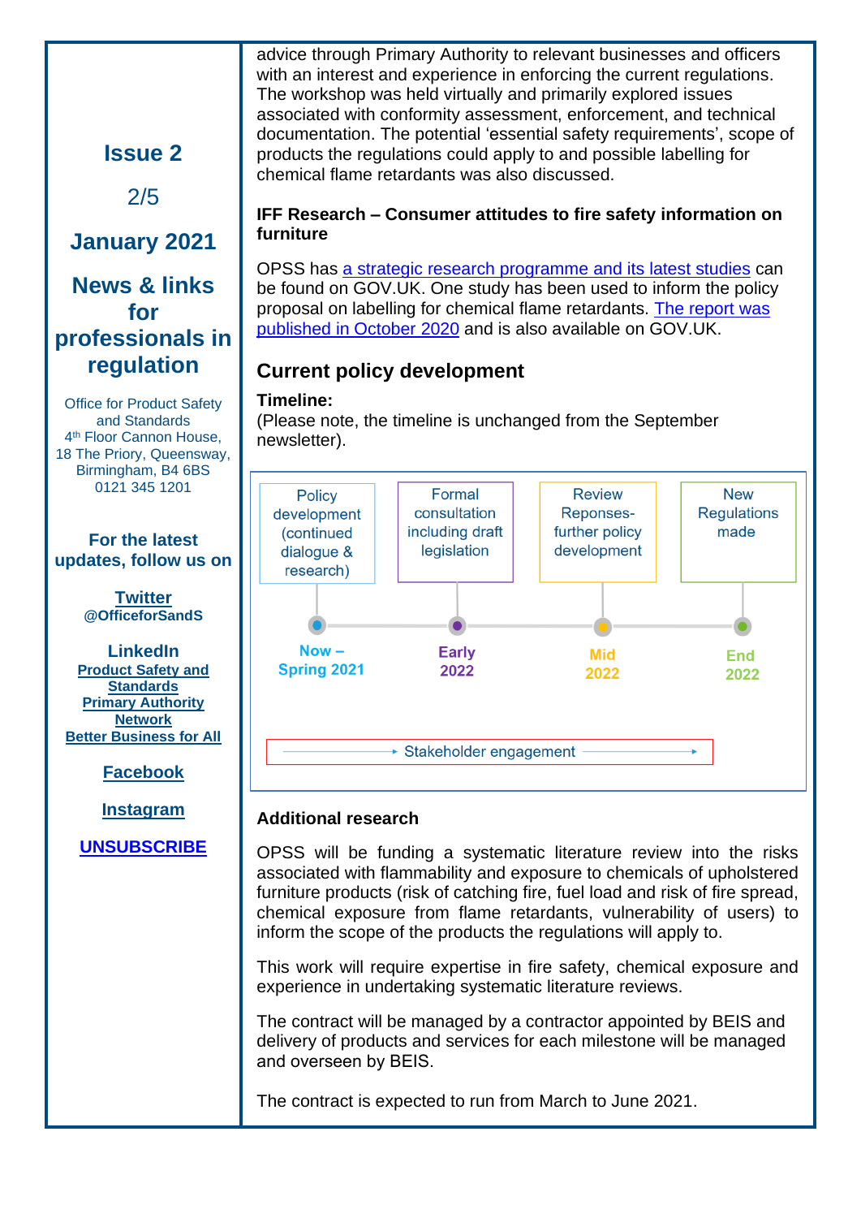**Issue 2**

**January 2021**

## News & links for professionals in regulation

Office for Product Safety and Standards
4th Floor Cannon House,
18 The Priory, Queensway,
Birmingham, B4 6BS
0121 345 1201

**For the latest updates, follow us on**

**Twitter**
**@OfficeforSandS**

**LinkedIn**
**Product Safety and Standards**
**Primary Authority Network**
**Better Business for All**

**Facebook**

**Instagram**

**UNSUBSCRIBE**

advice through Primary Authority to relevant businesses and officers with an interest and experience in enforcing the current regulations. The workshop was held virtually and primarily explored issues associated with conformity assessment, enforcement, and technical documentation. The potential 'essential safety requirements', scope of products the regulations could apply to and possible labelling for chemical flame retardants was also discussed.

**IFF Research – Consumer attitudes to fire safety information on furniture**

OPSS has a strategic research programme and its latest studies can be found on GOV.UK. One study has been used to inform the policy proposal on labelling for chemical flame retardants. The report was published in October 2020 and is also available on GOV.UK.

## Current policy development

**Timeline:**
(Please note, the timeline is unchanged from the September newsletter).

| Stage | Timing |
|---|---|
| Policy development (continued dialogue & research) | Now – Spring 2021 |
| Formal consultation including draft legislation | Early 2022 |
| Review Reponses- further policy development | Mid 2022 |
| New Regulations made | End 2022 |

Stakeholder engagement (throughout)

**Additional research**

OPSS will be funding a systematic literature review into the risks associated with flammability and exposure to chemicals of upholstered furniture products (risk of catching fire, fuel load and risk of fire spread, chemical exposure from flame retardants, vulnerability of users) to inform the scope of the products the regulations will apply to.

This work will require expertise in fire safety, chemical exposure and experience in undertaking systematic literature reviews.

The contract will be managed by a contractor appointed by BEIS and delivery of products and services for each milestone will be managed and overseen by BEIS.

The contract is expected to run from March to June 2021.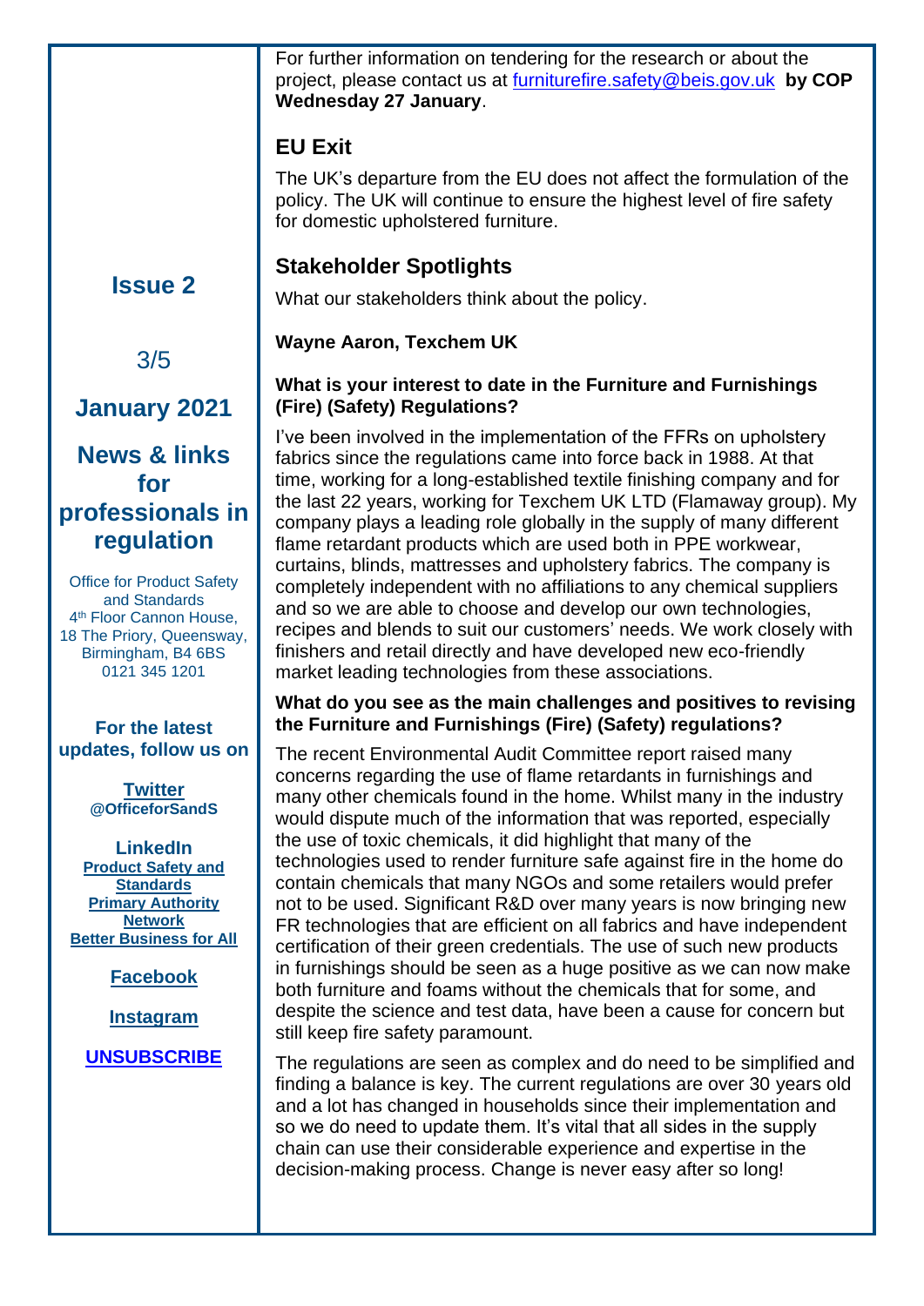For further information on tendering for the research or about the project, please contact us at furniturefire.safety@beis.gov.uk **by COP Wednesday 27 January**.

## EU Exit

The UK's departure from the EU does not affect the formulation of the policy. The UK will continue to ensure the highest level of fire safety for domestic upholstered furniture.

## Stakeholder Spotlights

What our stakeholders think about the policy.

**Wayne Aaron, Texchem UK**

**What is your interest to date in the Furniture and Furnishings (Fire) (Safety) Regulations?**

I've been involved in the implementation of the FFRs on upholstery fabrics since the regulations came into force back in 1988. At that time, working for a long-established textile finishing company and for the last 22 years, working for Texchem UK LTD (Flamaway group). My company plays a leading role globally in the supply of many different flame retardant products which are used both in PPE workwear, curtains, blinds, mattresses and upholstery fabrics. The company is completely independent with no affiliations to any chemical suppliers and so we are able to choose and develop our own technologies, recipes and blends to suit our customers' needs. We work closely with finishers and retail directly and have developed new eco-friendly market leading technologies from these associations.

**What do you see as the main challenges and positives to revising the Furniture and Furnishings (Fire) (Safety) regulations?**

The recent Environmental Audit Committee report raised many concerns regarding the use of flame retardants in furnishings and many other chemicals found in the home. Whilst many in the industry would dispute much of the information that was reported, especially the use of toxic chemicals, it did highlight that many of the technologies used to render furniture safe against fire in the home do contain chemicals that many NGOs and some retailers would prefer not to be used. Significant R&D over many years is now bringing new FR technologies that are efficient on all fabrics and have independent certification of their green credentials. The use of such new products in furnishings should be seen as a huge positive as we can now make both furniture and foams without the chemicals that for some, and despite the science and test data, have been a cause for concern but still keep fire safety paramount.

The regulations are seen as complex and do need to be simplified and finding a balance is key. The current regulations are over 30 years old and a lot has changed in households since their implementation and so we do need to update them. It's vital that all sides in the supply chain can use their considerable experience and expertise in the decision-making process. Change is never easy after so long!

**Issue 2**

**January 2021**

**News & links for professionals in regulation**

Office for Product Safety and Standards
4th Floor Cannon House, 18 The Priory, Queensway, Birmingham, B4 6BS
0121 345 1201

**For the latest updates, follow us on**

**Twitter**
**@OfficeforSandS**

**LinkedIn**
**Product Safety and Standards**
**Primary Authority Network**
**Better Business for All**

**Facebook**

**Instagram**

**UNSUBSCRIBE**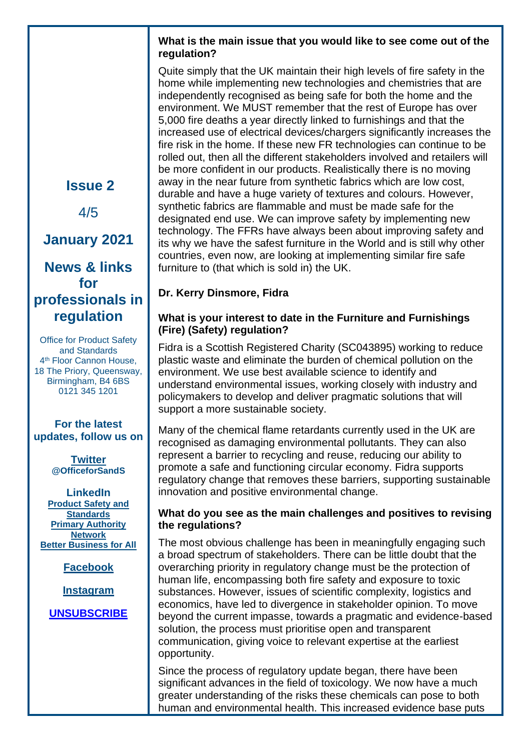**What is the main issue that you would like to see come out of the regulation?**

Quite simply that the UK maintain their high levels of fire safety in the home while implementing new technologies and chemistries that are independently recognised as being safe for both the home and the environment. We MUST remember that the rest of Europe has over 5,000 fire deaths a year directly linked to furnishings and that the increased use of electrical devices/chargers significantly increases the fire risk in the home. If these new FR technologies can continue to be rolled out, then all the different stakeholders involved and retailers will be more confident in our products. Realistically there is no moving away in the near future from synthetic fabrics which are low cost, durable and have a huge variety of textures and colours. However, synthetic fabrics are flammable and must be made safe for the designated end use. We can improve safety by implementing new technology. The FFRs have always been about improving safety and its why we have the safest furniture in the World and is still why other countries, even now, are looking at implementing similar fire safe furniture to (that which is sold in) the UK.

**Dr. Kerry Dinsmore, Fidra**

**What is your interest to date in the Furniture and Furnishings (Fire) (Safety) regulation?**

Fidra is a Scottish Registered Charity (SC043895) working to reduce plastic waste and eliminate the burden of chemical pollution on the environment. We use best available science to identify and understand environmental issues, working closely with industry and policymakers to develop and deliver pragmatic solutions that will support a more sustainable society.

Many of the chemical flame retardants currently used in the UK are recognised as damaging environmental pollutants. They can also represent a barrier to recycling and reuse, reducing our ability to promote a safe and functioning circular economy. Fidra supports regulatory change that removes these barriers, supporting sustainable innovation and positive environmental change.

**What do you see as the main challenges and positives to revising the regulations?**

The most obvious challenge has been in meaningfully engaging such a broad spectrum of stakeholders. There can be little doubt that the overarching priority in regulatory change must be the protection of human life, encompassing both fire safety and exposure to toxic substances. However, issues of scientific complexity, logistics and economics, have led to divergence in stakeholder opinion. To move beyond the current impasse, towards a pragmatic and evidence-based solution, the process must prioritise open and transparent communication, giving voice to relevant expertise at the earliest opportunity.

Since the process of regulatory update began, there have been significant advances in the field of toxicology. We now have a much greater understanding of the risks these chemicals can pose to both human and environmental health. This increased evidence base puts

**Issue 2**

**January 2021**

**News & links for professionals in regulation**

Office for Product Safety and Standards
4th Floor Cannon House, 18 The Priory, Queensway, Birmingham, B4 6BS
0121 345 1201

**For the latest updates, follow us on**

**Twitter**
**@OfficeforSandS**

**LinkedIn**
**Product Safety and Standards**
**Primary Authority Network**
**Better Business for All**

**Facebook**

**Instagram**

**UNSUBSCRIBE**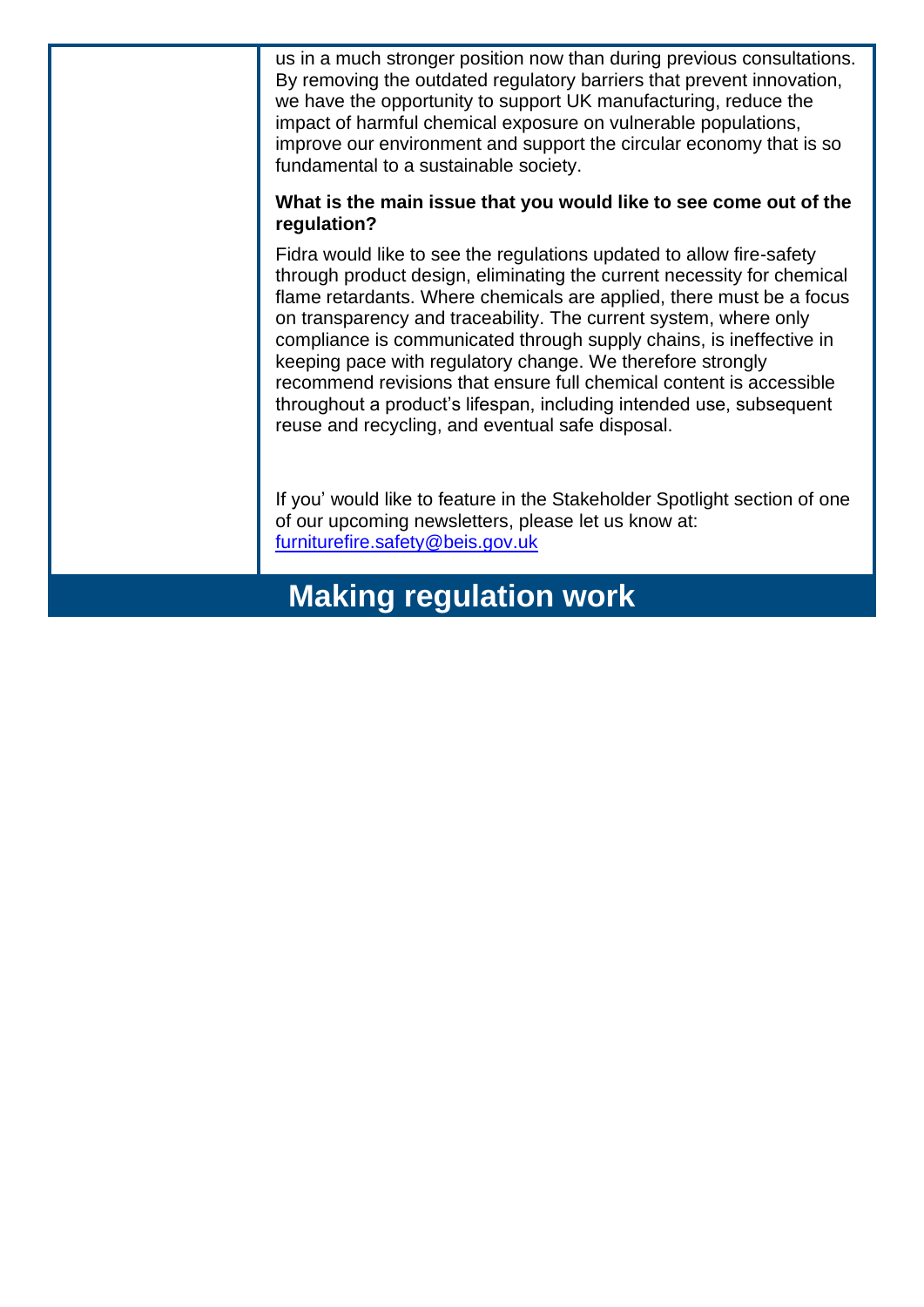us in a much stronger position now than during previous consultations. By removing the outdated regulatory barriers that prevent innovation, we have the opportunity to support UK manufacturing, reduce the impact of harmful chemical exposure on vulnerable populations, improve our environment and support the circular economy that is so fundamental to a sustainable society.

**What is the main issue that you would like to see come out of the regulation?**

Fidra would like to see the regulations updated to allow fire-safety through product design, eliminating the current necessity for chemical flame retardants. Where chemicals are applied, there must be a focus on transparency and traceability. The current system, where only compliance is communicated through supply chains, is ineffective in keeping pace with regulatory change. We therefore strongly recommend revisions that ensure full chemical content is accessible throughout a product's lifespan, including intended use, subsequent reuse and recycling, and eventual safe disposal.

If you' would like to feature in the Stakeholder Spotlight section of one of our upcoming newsletters, please let us know at: furniturefire.safety@beis.gov.uk

## Making regulation work